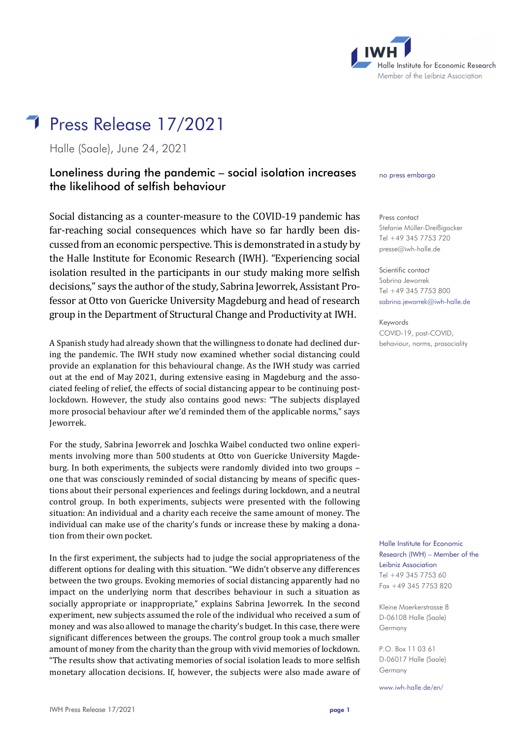IWH
Halle Institute for Economic Research
Member of the Leibniz Association

# Press Release 17/2021

Halle (Saale), June 24, 2021

## Loneliness during the pandemic – social isolation increases the likelihood of selfish behaviour

no press embargo

Social distancing as a counter-measure to the COVID-19 pandemic has far-reaching social consequences which have so far hardly been discussed from an economic perspective. This is demonstrated in a study by the Halle Institute for Economic Research (IWH). "Experiencing social isolation resulted in the participants in our study making more selfish decisions," says the author of the study, Sabrina Jeworrek, Assistant Professor at Otto von Guericke University Magdeburg and head of research group in the Department of Structural Change and Productivity at IWH.

A Spanish study had already shown that the willingness to donate had declined during the pandemic. The IWH study now examined whether social distancing could provide an explanation for this behavioural change. As the IWH study was carried out at the end of May 2021, during extensive easing in Magdeburg and the associated feeling of relief, the effects of social distancing appear to be continuing post-lockdown. However, the study also contains good news: "The subjects displayed more prosocial behaviour after we'd reminded them of the applicable norms," says Jeworrek.

For the study, Sabrina Jeworrek and Joschka Waibel conducted two online experiments involving more than 500 students at Otto von Guericke University Magdeburg. In both experiments, the subjects were randomly divided into two groups – one that was consciously reminded of social distancing by means of specific questions about their personal experiences and feelings during lockdown, and a neutral control group. In both experiments, subjects were presented with the following situation: An individual and a charity each receive the same amount of money. The individual can make use of the charity's funds or increase these by making a donation from their own pocket.

In the first experiment, the subjects had to judge the social appropriateness of the different options for dealing with this situation. "We didn't observe any differences between the two groups. Evoking memories of social distancing apparently had no impact on the underlying norm that describes behaviour in such a situation as socially appropriate or inappropriate," explains Sabrina Jeworrek. In the second experiment, new subjects assumed the role of the individual who received a sum of money and was also allowed to manage the charity's budget. In this case, there were significant differences between the groups. The control group took a much smaller amount of money from the charity than the group with vivid memories of lockdown. "The results show that activating memories of social isolation leads to more selfish monetary allocation decisions. If, however, the subjects were also made aware of

Press contact
Stefanie Müller-Dreißigacker
Tel +49 345 7753 720
presse@iwh-halle.de

Scientific contact
Sabrina Jeworrek
Tel +49 345 7753 800
sabrina.jeworrek@iwh-halle.de

Keywords
COVID-19, post-COVID, behaviour, norms, prosociality

Halle Institute for Economic Research (IWH) – Member of the Leibniz Association
Tel +49 345 7753 60
Fax +49 345 7753 820

Kleine Maerkerstrasse 8
D-06108 Halle (Saale)
Germany

P.O. Box 11 03 61
D-06017 Halle (Saale)
Germany

www.iwh-halle.de/en/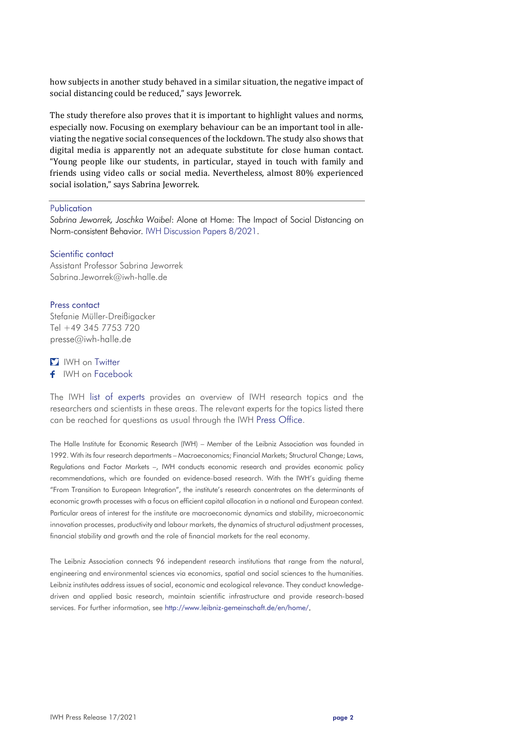how subjects in another study behaved in a similar situation, the negative impact of social distancing could be reduced," says Jeworrek.

The study therefore also proves that it is important to highlight values and norms, especially now. Focusing on exemplary behaviour can be an important tool in alleviating the negative social consequences of the lockdown. The study also shows that digital media is apparently not an adequate substitute for close human contact. "Young people like our students, in particular, stayed in touch with family and friends using video calls or social media. Nevertheless, almost 80% experienced social isolation," says Sabrina Jeworrek.

---

### Publication

*Sabrina Jeworrek, Joschka Waibel*: Alone at Home: The Impact of Social Distancing on Norm-consistent Behavior. IWH Discussion Papers 8/2021.

### Scientific contact

Assistant Professor Sabrina Jeworrek
Sabrina.Jeworrek@iwh-halle.de

### Press contact

Stefanie Müller-Dreißigacker
Tel +49 345 7753 720
presse@iwh-halle.de

IWH on Twitter
IWH on Facebook

The IWH list of experts provides an overview of IWH research topics and the researchers and scientists in these areas. The relevant experts for the topics listed there can be reached for questions as usual through the IWH Press Office.

The Halle Institute for Economic Research (IWH) – Member of the Leibniz Association was founded in 1992. With its four research departments – Macroeconomics; Financial Markets; Structural Change; Laws, Regulations and Factor Markets –, IWH conducts economic research and provides economic policy recommendations, which are founded on evidence-based research. With the IWH's guiding theme "From Transition to European Integration", the institute's research concentrates on the determinants of economic growth processes with a focus on efficient capital allocation in a national and European context. Particular areas of interest for the institute are macroeconomic dynamics and stability, microeconomic innovation processes, productivity and labour markets, the dynamics of structural adjustment processes, financial stability and growth and the role of financial markets for the real economy.

The Leibniz Association connects 96 independent research institutions that range from the natural, engineering and environmental sciences via economics, spatial and social sciences to the humanities. Leibniz institutes address issues of social, economic and ecological relevance. They conduct knowledge-driven and applied basic research, maintain scientific infrastructure and provide research-based services. For further information, see http://www.leibniz-gemeinschaft.de/en/home/.